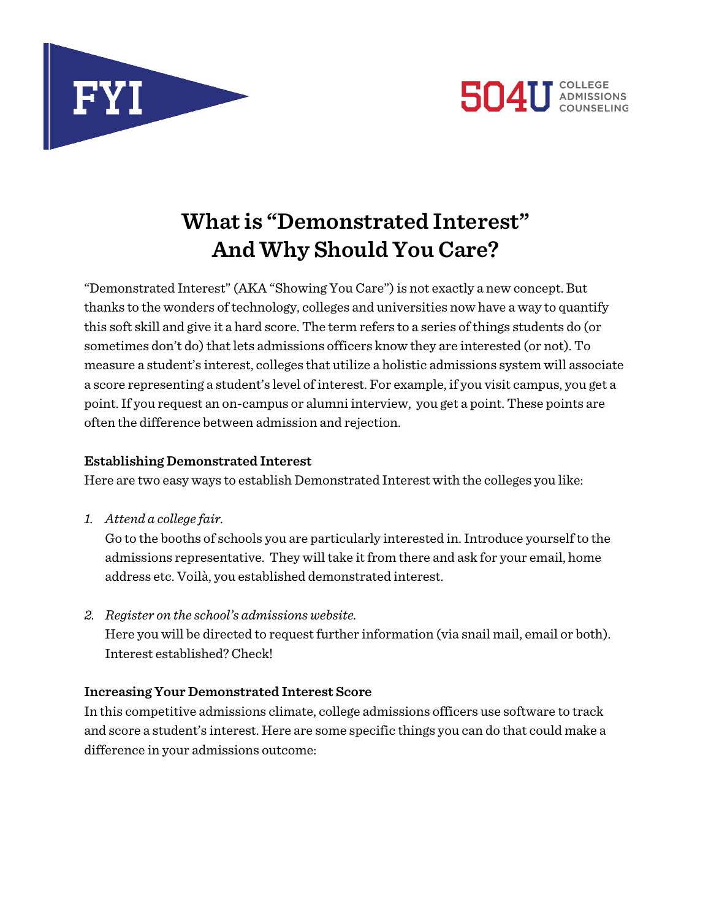FYI

504U COLLEGE ADMISSIONS COUNSELING

# What is "Demonstrated Interest" And Why Should You Care?

"Demonstrated Interest" (AKA "Showing You Care") is not exactly a new concept. But thanks to the wonders of technology, colleges and universities now have a way to quantify this soft skill and give it a hard score. The term refers to a series of things students do (or sometimes don't do) that lets admissions officers know they are interested (or not). To measure a student's interest, colleges that utilize a holistic admissions system will associate a score representing a student's level of interest. For example, if you visit campus, you get a point. If you request an on-campus or alumni interview, you get a point. These points are often the difference between admission and rejection.

**Establishing Demonstrated Interest**

Here are two easy ways to establish Demonstrated Interest with the colleges you like:

1. *Attend a college fair.*
   Go to the booths of schools you are particularly interested in. Introduce yourself to the admissions representative. They will take it from there and ask for your email, home address etc. Voilà, you established demonstrated interest.

2. *Register on the school's admissions website.*
   Here you will be directed to request further information (via snail mail, email or both). Interest established? Check!

**Increasing Your Demonstrated Interest Score**

In this competitive admissions climate, college admissions officers use software to track and score a student's interest. Here are some specific things you can do that could make a difference in your admissions outcome: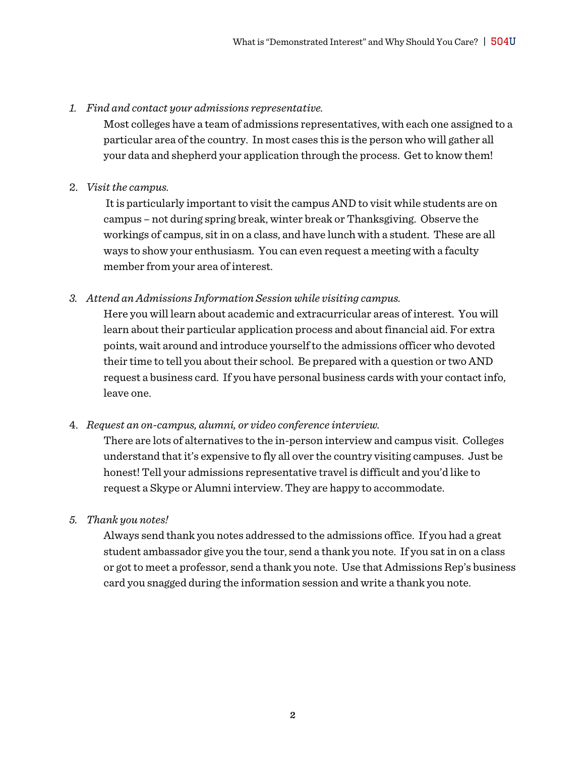1. *Find and contact your admissions representative.*

   Most colleges have a team of admissions representatives, with each one assigned to a particular area of the country. In most cases this is the person who will gather all your data and shepherd your application through the process. Get to know them!

2. *Visit the campus.*

   It is particularly important to visit the campus AND to visit while students are on campus – not during spring break, winter break or Thanksgiving. Observe the workings of campus, sit in on a class, and have lunch with a student. These are all ways to show your enthusiasm. You can even request a meeting with a faculty member from your area of interest.

3. *Attend an Admissions Information Session while visiting campus.*

   Here you will learn about academic and extracurricular areas of interest. You will learn about their particular application process and about financial aid. For extra points, wait around and introduce yourself to the admissions officer who devoted their time to tell you about their school. Be prepared with a question or two AND request a business card. If you have personal business cards with your contact info, leave one.

4. *Request an on-campus, alumni, or video conference interview.*

   There are lots of alternatives to the in-person interview and campus visit. Colleges understand that it's expensive to fly all over the country visiting campuses. Just be honest! Tell your admissions representative travel is difficult and you'd like to request a Skype or Alumni interview. They are happy to accommodate.

5. *Thank you notes!*

   Always send thank you notes addressed to the admissions office. If you had a great student ambassador give you the tour, send a thank you note. If you sat in on a class or got to meet a professor, send a thank you note. Use that Admissions Rep's business card you snagged during the information session and write a thank you note.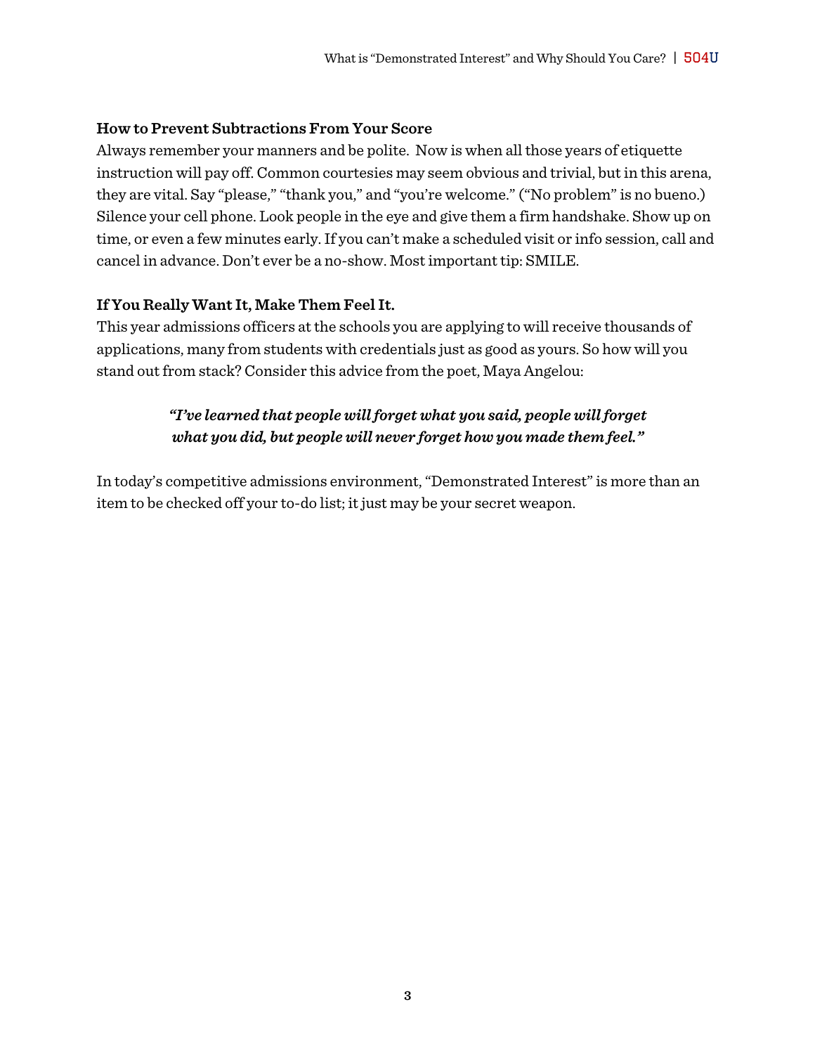### How to Prevent Subtractions From Your Score

Always remember your manners and be polite. Now is when all those years of etiquette instruction will pay off. Common courtesies may seem obvious and trivial, but in this arena, they are vital. Say "please," "thank you," and "you're welcome." ("No problem" is no bueno.) Silence your cell phone. Look people in the eye and give them a firm handshake. Show up on time, or even a few minutes early. If you can't make a scheduled visit or info session, call and cancel in advance. Don't ever be a no-show. Most important tip: SMILE.

### If You Really Want It, Make Them Feel It.

This year admissions officers at the schools you are applying to will receive thousands of applications, many from students with credentials just as good as yours. So how will you stand out from stack? Consider this advice from the poet, Maya Angelou:

> ***"I've learned that people will forget what you said, people will forget what you did, but people will never forget how you made them feel."***

In today's competitive admissions environment, "Demonstrated Interest" is more than an item to be checked off your to-do list; it just may be your secret weapon.